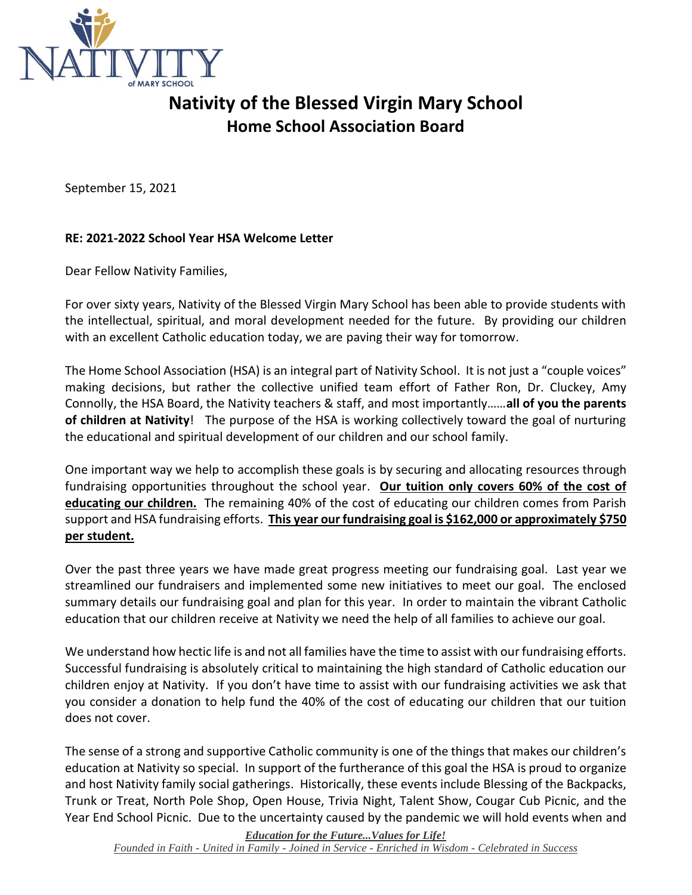# Nativity of the Blessed Virgin Mary School

## Home School Association Board

September 15, 2021

**RE: 2021-2022 School Year HSA Welcome Letter**

Dear Fellow Nativity Families,

For over sixty years, Nativity of the Blessed Virgin Mary School has been able to provide students with the intellectual, spiritual, and moral development needed for the future. By providing our children with an excellent Catholic education today, we are paving their way for tomorrow.

The Home School Association (HSA) is an integral part of Nativity School. It is not just a "couple voices" making decisions, but rather the collective unified team effort of Father Ron, Dr. Cluckey, Amy Connolly, the HSA Board, the Nativity teachers & staff, and most importantly……**all of you the parents of children at Nativity**! The purpose of the HSA is working collectively toward the goal of nurturing the educational and spiritual development of our children and our school family.

One important way we help to accomplish these goals is by securing and allocating resources through fundraising opportunities throughout the school year. **<u>Our tuition only covers 60% of the cost of educating our children.</u>** The remaining 40% of the cost of educating our children comes from Parish support and HSA fundraising efforts. **<u>This year our fundraising goal is $162,000 or approximately $750 per student.</u>**

Over the past three years we have made great progress meeting our fundraising goal. Last year we streamlined our fundraisers and implemented some new initiatives to meet our goal. The enclosed summary details our fundraising goal and plan for this year. In order to maintain the vibrant Catholic education that our children receive at Nativity we need the help of all families to achieve our goal.

We understand how hectic life is and not all families have the time to assist with our fundraising efforts. Successful fundraising is absolutely critical to maintaining the high standard of Catholic education our children enjoy at Nativity. If you don't have time to assist with our fundraising activities we ask that you consider a donation to help fund the 40% of the cost of educating our children that our tuition does not cover.

The sense of a strong and supportive Catholic community is one of the things that makes our children's education at Nativity so special. In support of the furtherance of this goal the HSA is proud to organize and host Nativity family social gatherings. Historically, these events include Blessing of the Backpacks, Trunk or Treat, North Pole Shop, Open House, Trivia Night, Talent Show, Cougar Cub Picnic, and the Year End School Picnic. Due to the uncertainty caused by the pandemic we will hold events when and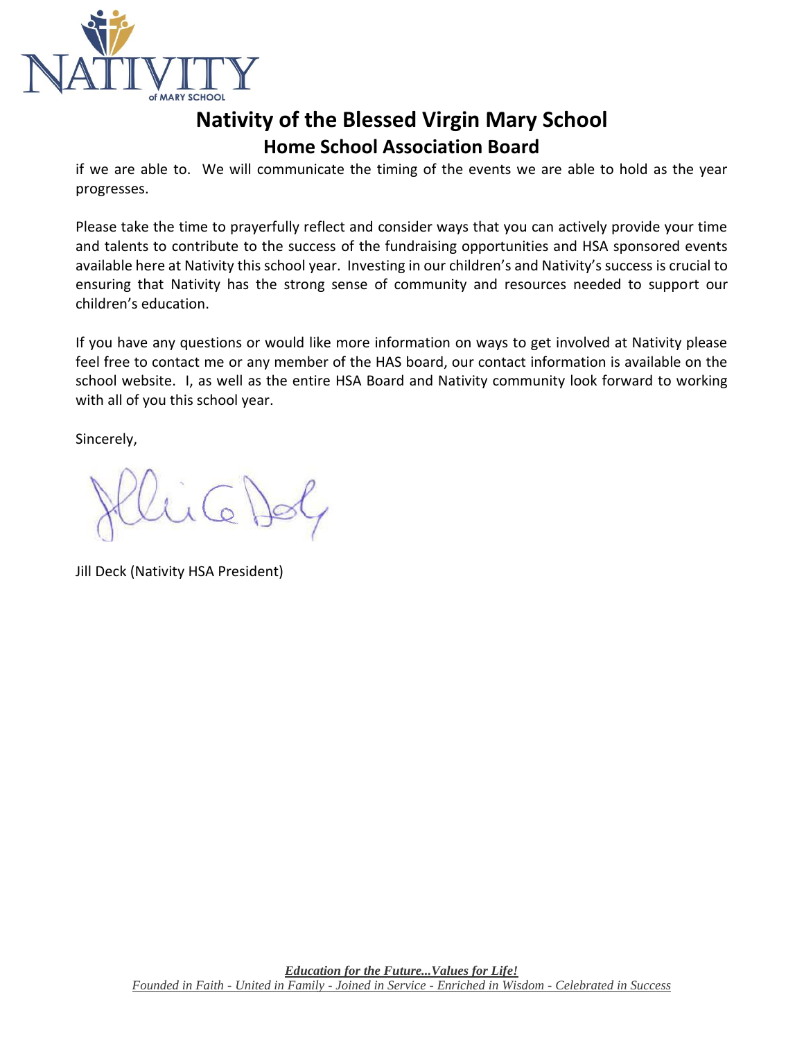# Nativity of the Blessed Virgin Mary School

## Home School Association Board

if we are able to. We will communicate the timing of the events we are able to hold as the year progresses.

Please take the time to prayerfully reflect and consider ways that you can actively provide your time and talents to contribute to the success of the fundraising opportunities and HSA sponsored events available here at Nativity this school year. Investing in our children's and Nativity's success is crucial to ensuring that Nativity has the strong sense of community and resources needed to support our children's education.

If you have any questions or would like more information on ways to get involved at Nativity please feel free to contact me or any member of the HAS board, our contact information is available on the school website. I, as well as the entire HSA Board and Nativity community look forward to working with all of you this school year.

Sincerely,

Jill Deck (Nativity HSA President)

***Education for the Future...Values for Life!***

*Founded in Faith - United in Family - Joined in Service - Enriched in Wisdom - Celebrated in Success*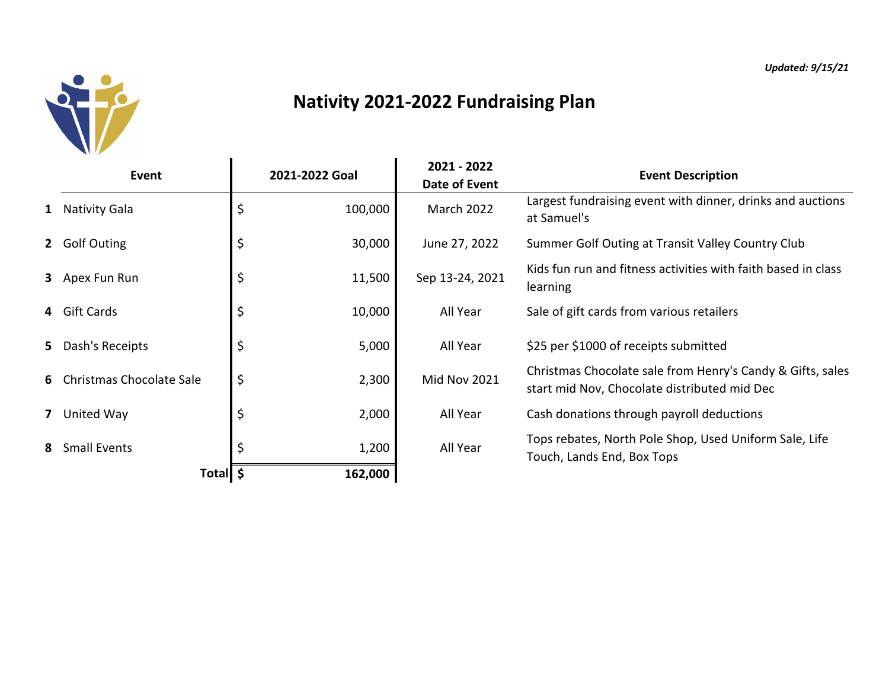*Updated: 9/15/21*

# Nativity 2021-2022 Fundraising Plan

| | Event | 2021-2022 Goal | 2021 - 2022 Date of Event | Event Description |
|---|---|---|---|---|
| 1 | Nativity Gala | $ 100,000 | March 2022 | Largest fundraising event with dinner, drinks and auctions at Samuel's |
| 2 | Golf Outing | $ 30,000 | June 27, 2022 | Summer Golf Outing at Transit Valley Country Club |
| 3 | Apex Fun Run | $ 11,500 | Sep 13-24, 2021 | Kids fun run and fitness activities with faith based in class learning |
| 4 | Gift Cards | $ 10,000 | All Year | Sale of gift cards from various retailers |
| 5 | Dash's Receipts | $ 5,000 | All Year | $25 per $1000 of receipts submitted |
| 6 | Christmas Chocolate Sale | $ 2,300 | Mid Nov 2021 | Christmas Chocolate sale from Henry's Candy & Gifts, sales start mid Nov, Chocolate distributed mid Dec |
| 7 | United Way | $ 2,000 | All Year | Cash donations through payroll deductions |
| 8 | Small Events | $ 1,200 | All Year | Tops rebates, North Pole Shop, Used Uniform Sale, Life Touch, Lands End, Box Tops |
| | **Total** | **$ 162,000** | | |